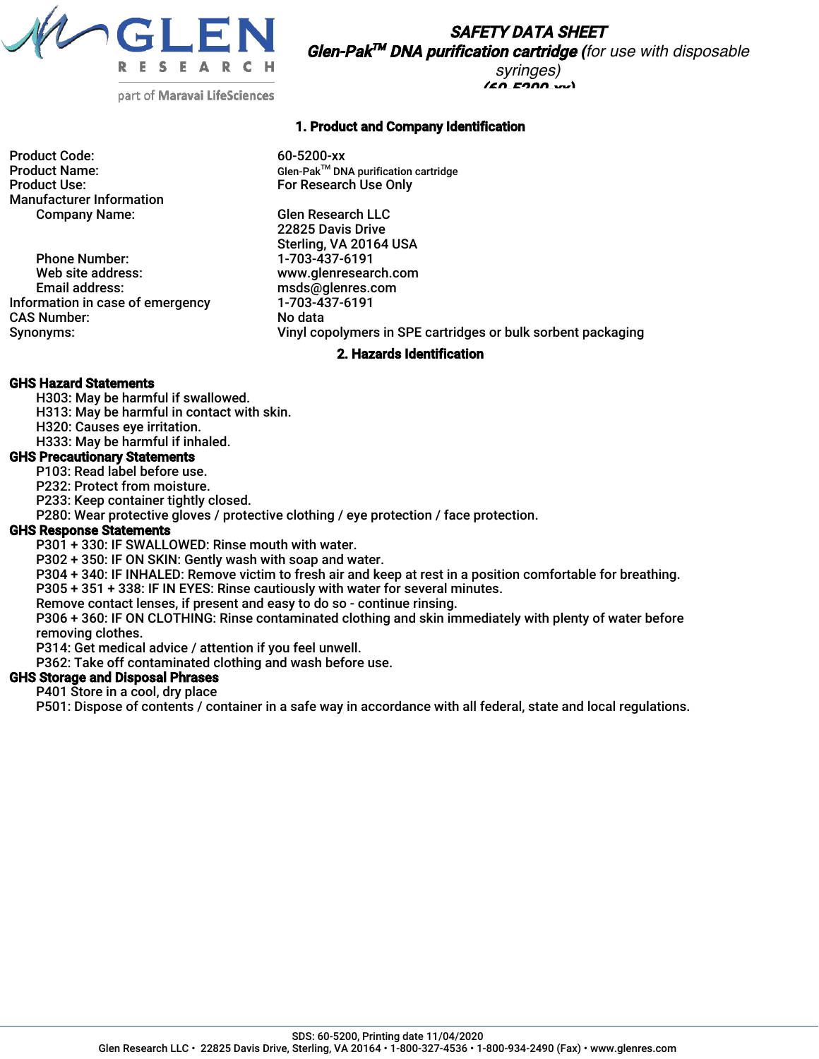# SAFETY DATA SHEET

***Glen-Pak™ DNA purification cartridge** (for use with disposable syringes)*

***(60-5200-xx)***

## 1. Product and Company Identification

| | |
|---|---|
| Product Code: | 60-5200-xx |
| Product Name: | Glen-Pak™ DNA purification cartridge |
| Product Use: | For Research Use Only |
| Manufacturer Information | |
| Company Name: | Glen Research LLC<br>22825 Davis Drive<br>Sterling, VA 20164 USA |
| Phone Number: | 1-703-437-6191 |
| Web site address: | www.glenresearch.com |
| Email address: | msds@glenres.com |
| Information in case of emergency | 1-703-437-6191 |
| CAS Number: | No data |
| Synonyms: | Vinyl copolymers in SPE cartridges or bulk sorbent packaging |

## 2. Hazards Identification

**GHS Hazard Statements**

H303: May be harmful if swallowed.
H313: May be harmful in contact with skin.
H320: Causes eye irritation.
H333: May be harmful if inhaled.

**GHS Precautionary Statements**

P103: Read label before use.
P232: Protect from moisture.
P233: Keep container tightly closed.
P280: Wear protective gloves / protective clothing / eye protection / face protection.

**GHS Response Statements**

P301 + 330: IF SWALLOWED: Rinse mouth with water.
P302 + 350: IF ON SKIN: Gently wash with soap and water.
P304 + 340: IF INHALED: Remove victim to fresh air and keep at rest in a position comfortable for breathing.
P305 + 351 + 338: IF IN EYES: Rinse cautiously with water for several minutes.
Remove contact lenses, if present and easy to do so - continue rinsing.
P306 + 360: IF ON CLOTHING: Rinse contaminated clothing and skin immediately with plenty of water before removing clothes.
P314: Get medical advice / attention if you feel unwell.
P362: Take off contaminated clothing and wash before use.

**GHS Storage and Disposal Phrases**

P401 Store in a cool, dry place
P501: Dispose of contents / container in a safe way in accordance with all federal, state and local regulations.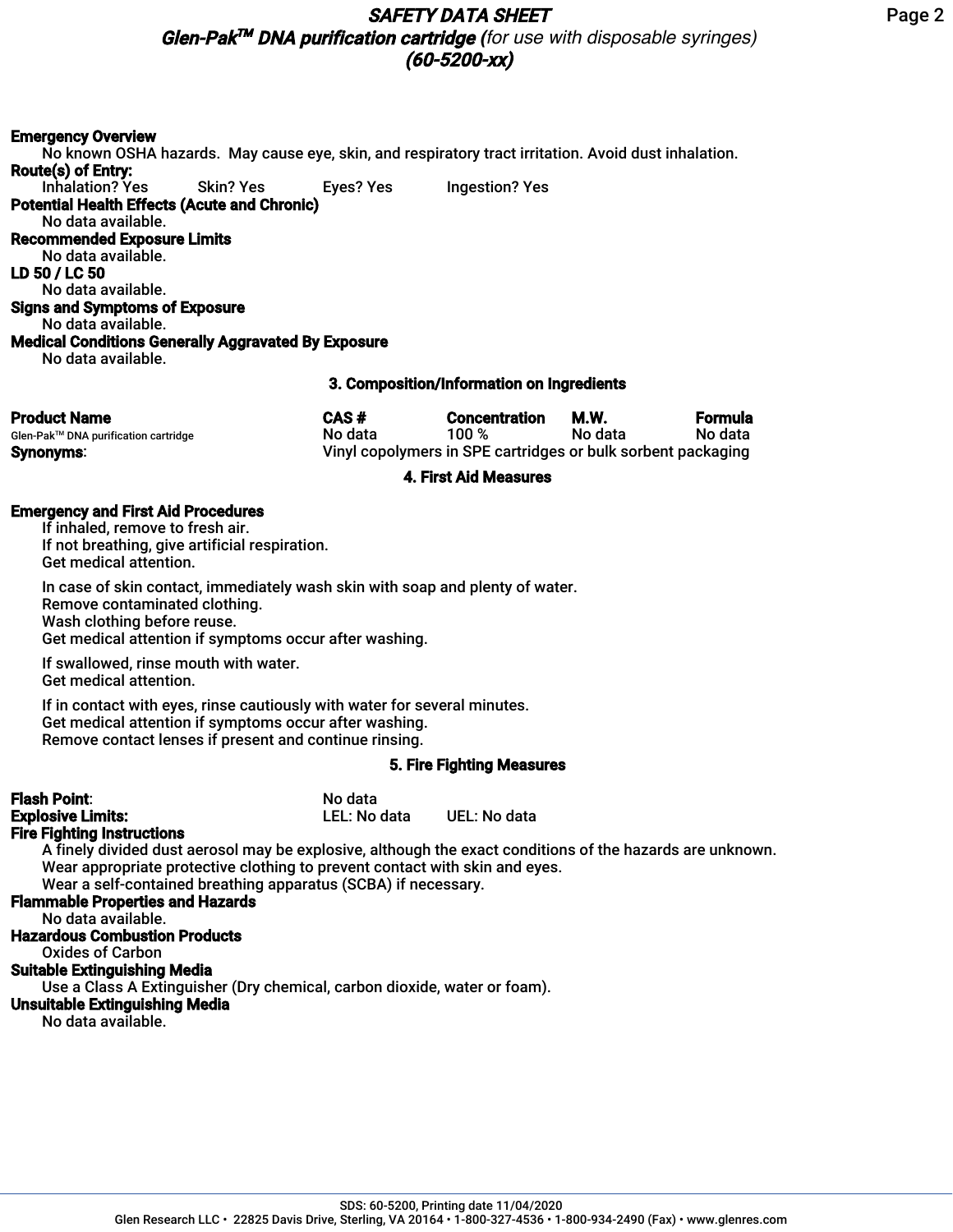**Emergency Overview**

No known OSHA hazards. May cause eye, skin, and respiratory tract irritation. Avoid dust inhalation.

**Route(s) of Entry:**

Inhalation? Yes  Skin? Yes  Eyes? Yes  Ingestion? Yes

**Potential Health Effects (Acute and Chronic)**

No data available.

**Recommended Exposure Limits**

No data available.

**LD 50 / LC 50**

No data available.

**Signs and Symptoms of Exposure**

No data available.

**Medical Conditions Generally Aggravated By Exposure**

No data available.

## 3. Composition/Information on Ingredients

| Product Name | CAS # | Concentration | M.W. | Formula |
|---|---|---|---|---|
| Glen-Pak™ DNA purification cartridge | No data | 100 % | No data | No data |

**Synonyms**: Vinyl copolymers in SPE cartridges or bulk sorbent packaging

## 4. First Aid Measures

**Emergency and First Aid Procedures**

If inhaled, remove to fresh air.
If not breathing, give artificial respiration.
Get medical attention.

In case of skin contact, immediately wash skin with soap and plenty of water.
Remove contaminated clothing.
Wash clothing before reuse.
Get medical attention if symptoms occur after washing.

If swallowed, rinse mouth with water.
Get medical attention.

If in contact with eyes, rinse cautiously with water for several minutes.
Get medical attention if symptoms occur after washing.
Remove contact lenses if present and continue rinsing.

## 5. Fire Fighting Measures

**Flash Point**: No data

**Explosive Limits:** LEL: No data  UEL: No data

**Fire Fighting Instructions**

A finely divided dust aerosol may be explosive, although the exact conditions of the hazards are unknown.
Wear appropriate protective clothing to prevent contact with skin and eyes.
Wear a self-contained breathing apparatus (SCBA) if necessary.

**Flammable Properties and Hazards**

No data available.

**Hazardous Combustion Products**

Oxides of Carbon

**Suitable Extinguishing Media**

Use a Class A Extinguisher (Dry chemical, carbon dioxide, water or foam).

**Unsuitable Extinguishing Media**

No data available.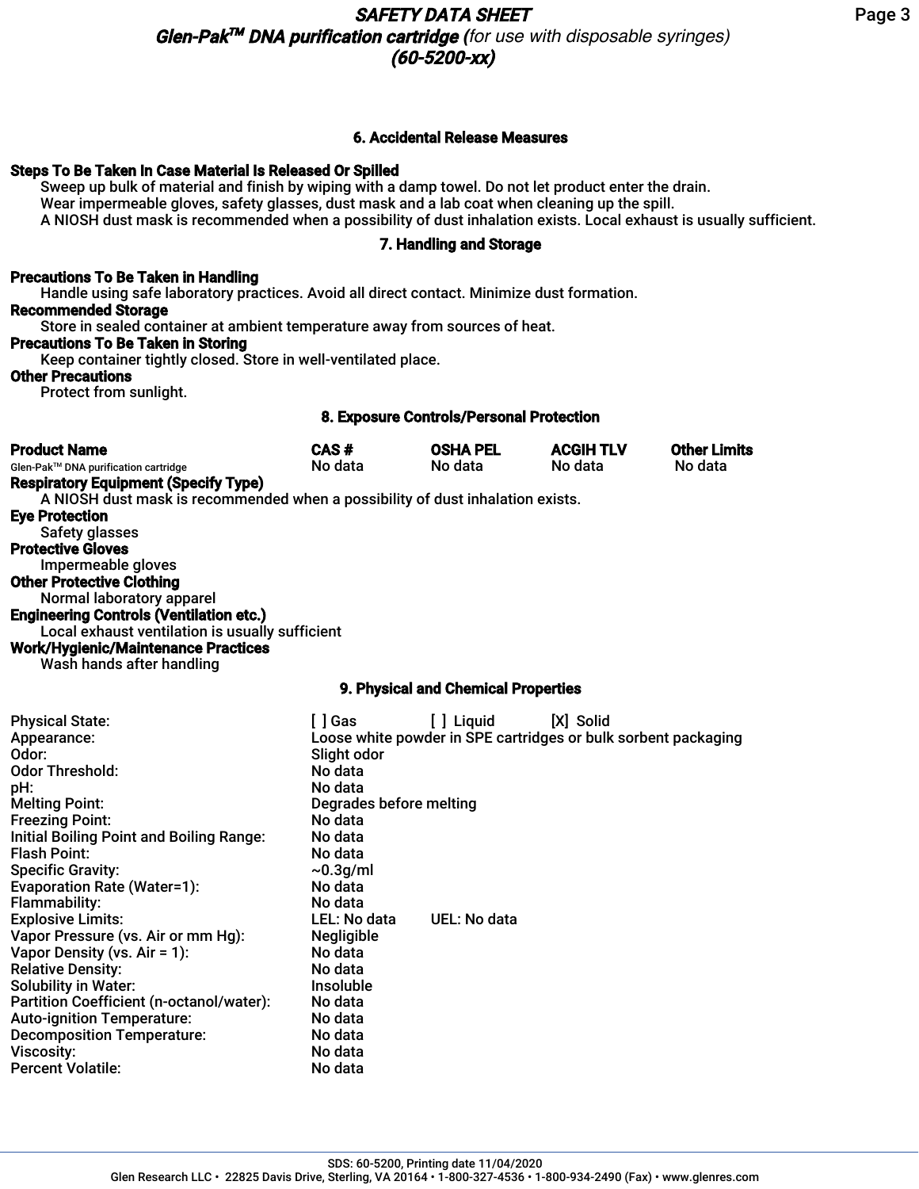## 6. Accidental Release Measures

**Steps To Be Taken In Case Material Is Released Or Spilled**

Sweep up bulk of material and finish by wiping with a damp towel. Do not let product enter the drain.
Wear impermeable gloves, safety glasses, dust mask and a lab coat when cleaning up the spill.
A NIOSH dust mask is recommended when a possibility of dust inhalation exists. Local exhaust is usually sufficient.

## 7. Handling and Storage

**Precautions To Be Taken in Handling**

Handle using safe laboratory practices. Avoid all direct contact. Minimize dust formation.

**Recommended Storage**

Store in sealed container at ambient temperature away from sources of heat.

**Precautions To Be Taken in Storing**

Keep container tightly closed. Store in well-ventilated place.

**Other Precautions**

Protect from sunlight.

## 8. Exposure Controls/Personal Protection

| Product Name | CAS # | OSHA PEL | ACGIH TLV | Other Limits |
|---|---|---|---|---|
| Glen-Pak™ DNA purification cartridge | No data | No data | No data | No data |

**Respiratory Equipment (Specify Type)**

A NIOSH dust mask is recommended when a possibility of dust inhalation exists.

**Eye Protection**

Safety glasses

**Protective Gloves**

Impermeable gloves

**Other Protective Clothing**

Normal laboratory apparel

**Engineering Controls (Ventilation etc.)**

Local exhaust ventilation is usually sufficient

**Work/Hygienic/Maintenance Practices**

Wash hands after handling

## 9. Physical and Chemical Properties

| | | | |
|---|---|---|---|
| Physical State: | [ ] Gas | [ ] Liquid | [X] Solid |
| Appearance: | Loose white powder in SPE cartridges or bulk sorbent packaging | | |
| Odor: | Slight odor | | |
| Odor Threshold: | No data | | |
| pH: | No data | | |
| Melting Point: | Degrades before melting | | |
| Freezing Point: | No data | | |
| Initial Boiling Point and Boiling Range: | No data | | |
| Flash Point: | No data | | |
| Specific Gravity: | ~0.3g/ml | | |
| Evaporation Rate (Water=1): | No data | | |
| Flammability: | No data | | |
| Explosive Limits: | LEL: No data | UEL: No data | |
| Vapor Pressure (vs. Air or mm Hg): | Negligible | | |
| Vapor Density (vs. Air = 1): | No data | | |
| Relative Density: | No data | | |
| Solubility in Water: | Insoluble | | |
| Partition Coefficient (n-octanol/water): | No data | | |
| Auto-ignition Temperature: | No data | | |
| Decomposition Temperature: | No data | | |
| Viscosity: | No data | | |
| Percent Volatile: | No data | | |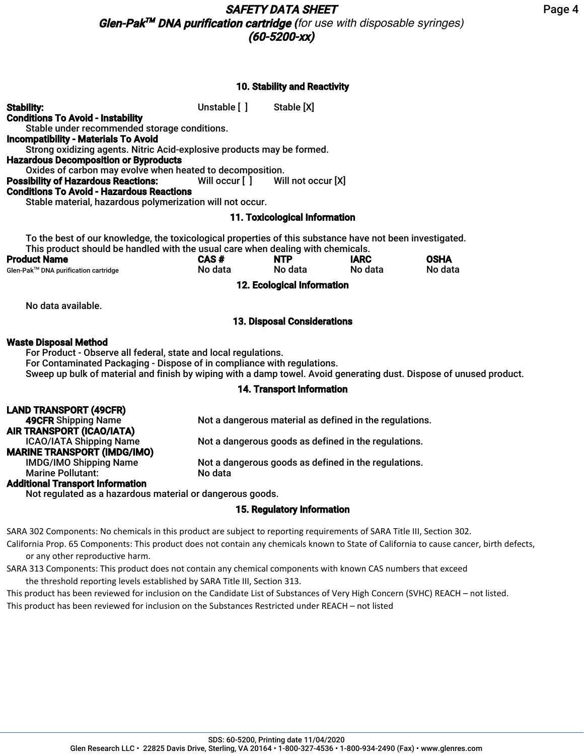## 10. Stability and Reactivity

**Stability:** Unstable [ ] Stable [X]

**Conditions To Avoid - Instability**
Stable under recommended storage conditions.

**Incompatibility - Materials To Avoid**
Strong oxidizing agents. Nitric Acid-explosive products may be formed.

**Hazardous Decomposition or Byproducts**
Oxides of carbon may evolve when heated to decomposition.

**Possibility of Hazardous Reactions:** Will occur [ ] Will not occur [X]

**Conditions To Avoid - Hazardous Reactions**
Stable material, hazardous polymerization will not occur.

## 11. Toxicological Information

To the best of our knowledge, the toxicological properties of this substance have not been investigated.
This product should be handled with the usual care when dealing with chemicals.

| Product Name | CAS # | NTP | IARC | OSHA |
|---|---|---|---|---|
| Glen-Pak™ DNA purification cartridge | No data | No data | No data | No data |

## 12. Ecological Information

No data available.

## 13. Disposal Considerations

**Waste Disposal Method**
For Product - Observe all federal, state and local regulations.
For Contaminated Packaging - Dispose of in compliance with regulations.
Sweep up bulk of material and finish by wiping with a damp towel. Avoid generating dust. Dispose of unused product.

## 14. Transport Information

**LAND TRANSPORT (49CFR)**
**49CFR** Shipping Name: Not a dangerous material as defined in the regulations.

**AIR TRANSPORT (ICAO/IATA)**
ICAO/IATA Shipping Name: Not a dangerous goods as defined in the regulations.

**MARINE TRANSPORT (IMDG/IMO)**
IMDG/IMO Shipping Name: Not a dangerous goods as defined in the regulations.
Marine Pollutant: No data

**Additional Transport Information**
Not regulated as a hazardous material or dangerous goods.

## 15. Regulatory Information

SARA 302 Components: No chemicals in this product are subject to reporting requirements of SARA Title III, Section 302.

California Prop. 65 Components: This product does not contain any chemicals known to State of California to cause cancer, birth defects, or any other reproductive harm.

SARA 313 Components: This product does not contain any chemical components with known CAS numbers that exceed the threshold reporting levels established by SARA Title III, Section 313.

This product has been reviewed for inclusion on the Candidate List of Substances of Very High Concern (SVHC) REACH – not listed.

This product has been reviewed for inclusion on the Substances Restricted under REACH – not listed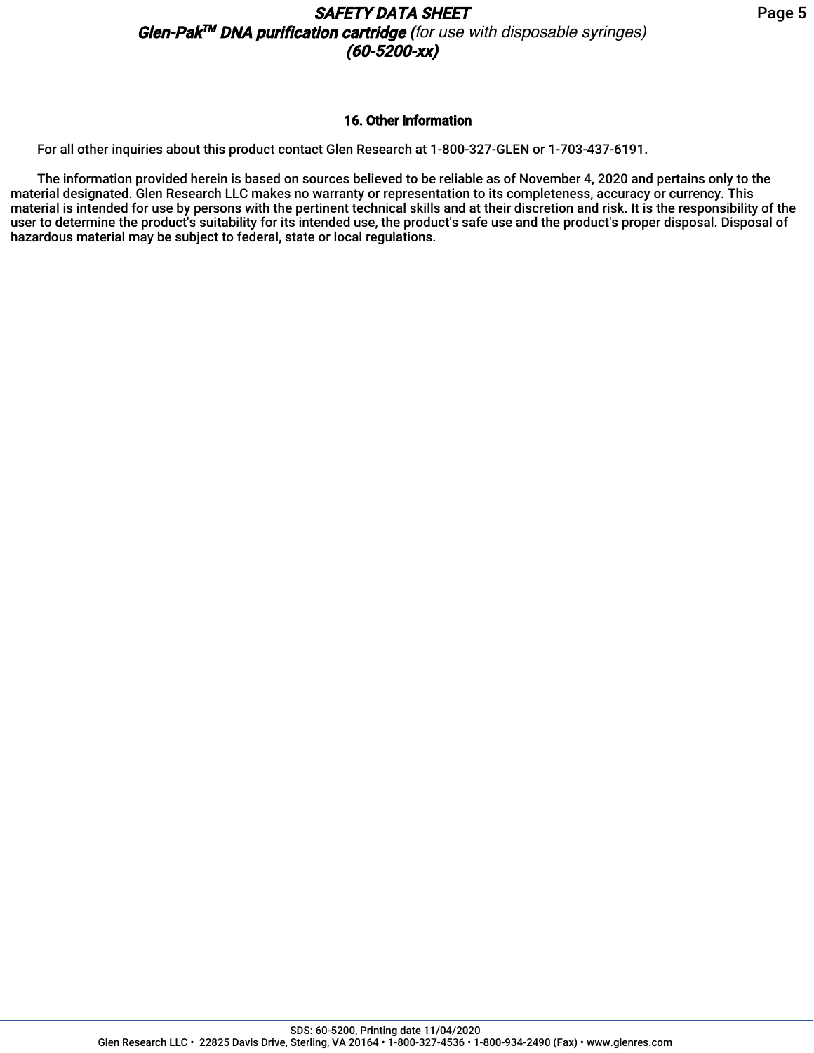## 16. Other Information

For all other inquiries about this product contact Glen Research at 1-800-327-GLEN or 1-703-437-6191.

The information provided herein is based on sources believed to be reliable as of November 4, 2020 and pertains only to the material designated. Glen Research LLC makes no warranty or representation to its completeness, accuracy or currency. This material is intended for use by persons with the pertinent technical skills and at their discretion and risk. It is the responsibility of the user to determine the product's suitability for its intended use, the product's safe use and the product's proper disposal. Disposal of hazardous material may be subject to federal, state or local regulations.